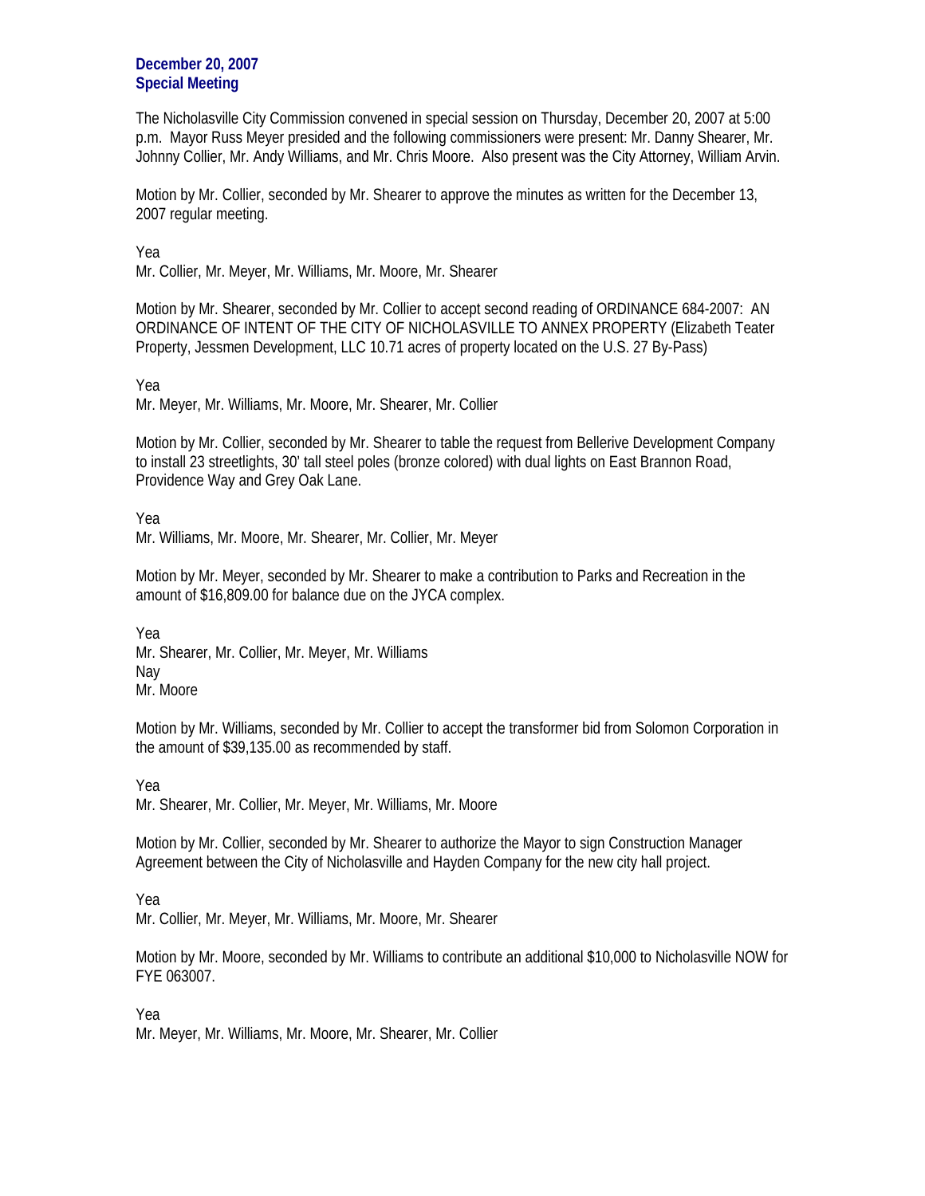**December 20, 2007**
**Special Meeting**

The Nicholasville City Commission convened in special session on Thursday, December 20, 2007 at 5:00 p.m. Mayor Russ Meyer presided and the following commissioners were present: Mr. Danny Shearer, Mr. Johnny Collier, Mr. Andy Williams, and Mr. Chris Moore. Also present was the City Attorney, William Arvin.

Motion by Mr. Collier, seconded by Mr. Shearer to approve the minutes as written for the December 13, 2007 regular meeting.

Yea
Mr. Collier, Mr. Meyer, Mr. Williams, Mr. Moore, Mr. Shearer

Motion by Mr. Shearer, seconded by Mr. Collier to accept second reading of ORDINANCE 684-2007: AN ORDINANCE OF INTENT OF THE CITY OF NICHOLASVILLE TO ANNEX PROPERTY (Elizabeth Teater Property, Jessmen Development, LLC 10.71 acres of property located on the U.S. 27 By-Pass)

Yea
Mr. Meyer, Mr. Williams, Mr. Moore, Mr. Shearer, Mr. Collier

Motion by Mr. Collier, seconded by Mr. Shearer to table the request from Bellerive Development Company to install 23 streetlights, 30' tall steel poles (bronze colored) with dual lights on East Brannon Road, Providence Way and Grey Oak Lane.

Yea
Mr. Williams, Mr. Moore, Mr. Shearer, Mr. Collier, Mr. Meyer

Motion by Mr. Meyer, seconded by Mr. Shearer to make a contribution to Parks and Recreation in the amount of $16,809.00 for balance due on the JYCA complex.

Yea
Mr. Shearer, Mr. Collier, Mr. Meyer, Mr. Williams
Nay
Mr. Moore

Motion by Mr. Williams, seconded by Mr. Collier to accept the transformer bid from Solomon Corporation in the amount of $39,135.00 as recommended by staff.

Yea
Mr. Shearer, Mr. Collier, Mr. Meyer, Mr. Williams, Mr. Moore

Motion by Mr. Collier, seconded by Mr. Shearer to authorize the Mayor to sign Construction Manager Agreement between the City of Nicholasville and Hayden Company for the new city hall project.

Yea
Mr. Collier, Mr. Meyer, Mr. Williams, Mr. Moore, Mr. Shearer

Motion by Mr. Moore, seconded by Mr. Williams to contribute an additional $10,000 to Nicholasville NOW for FYE 063007.

Yea
Mr. Meyer, Mr. Williams, Mr. Moore, Mr. Shearer, Mr. Collier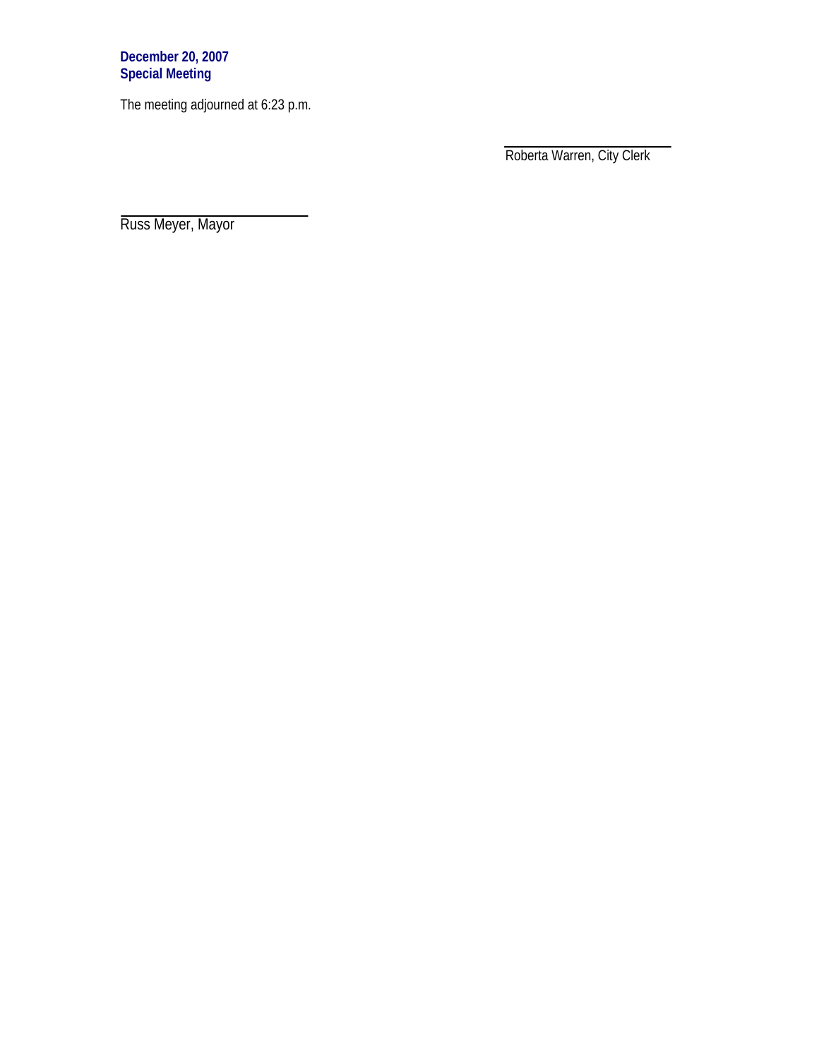The meeting adjourned at 6:23 p.m.

\_\_\_\_\_\_\_\_\_\_\_\_\_\_\_\_\_\_\_\_\_\_\_\_

Roberta Warren, City Clerk

\_\_\_\_\_\_\_\_\_\_\_\_\_\_\_\_\_\_\_\_\_\_\_\_

Russ Meyer, Mayor